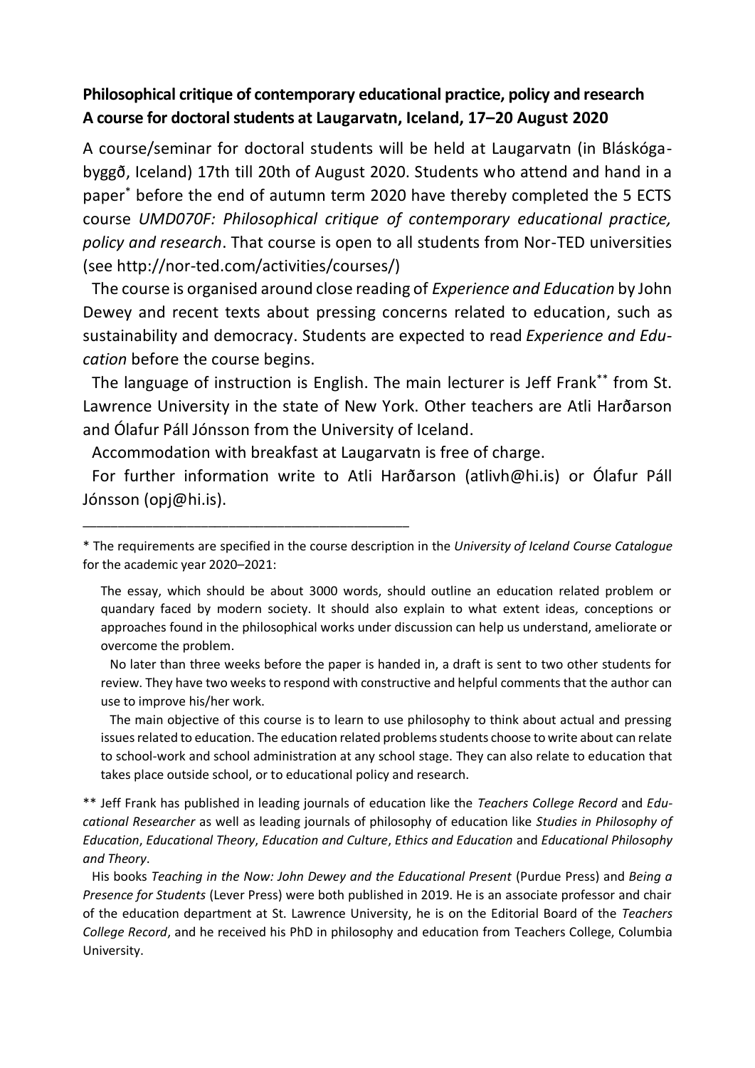**Philosophical critique of contemporary educational practice, policy and research**
**A course for doctoral students at Laugarvatn, Iceland, 17–20 August 2020**

A course/seminar for doctoral students will be held at Laugarvatn (in Bláskógabyggð, Iceland) 17th till 20th of August 2020. Students who attend and hand in a paper* before the end of autumn term 2020 have thereby completed the 5 ECTS course *UMD070F: Philosophical critique of contemporary educational practice, policy and research*. That course is open to all students from Nor-TED universities (see http://nor-ted.com/activities/courses/)

The course is organised around close reading of *Experience and Education* by John Dewey and recent texts about pressing concerns related to education, such as sustainability and democracy. Students are expected to read *Experience and Education* before the course begins.

The language of instruction is English. The main lecturer is Jeff Frank** from St. Lawrence University in the state of New York. Other teachers are Atli Harðarson and Ólafur Páll Jónsson from the University of Iceland.

Accommodation with breakfast at Laugarvatn is free of charge.

For further information write to Atli Harðarson (atlivh@hi.is) or Ólafur Páll Jónsson (opj@hi.is).

---

\* The requirements are specified in the course description in the *University of Iceland Course Catalogue* for the academic year 2020–2021:

> The essay, which should be about 3000 words, should outline an education related problem or quandary faced by modern society. It should also explain to what extent ideas, conceptions or approaches found in the philosophical works under discussion can help us understand, ameliorate or overcome the problem.
>
> No later than three weeks before the paper is handed in, a draft is sent to two other students for review. They have two weeks to respond with constructive and helpful comments that the author can use to improve his/her work.
>
> The main objective of this course is to learn to use philosophy to think about actual and pressing issues related to education. The education related problems students choose to write about can relate to school-work and school administration at any school stage. They can also relate to education that takes place outside school, or to educational policy and research.

\*\* Jeff Frank has published in leading journals of education like the *Teachers College Record* and *Educational Researcher* as well as leading journals of philosophy of education like *Studies in Philosophy of Education*, *Educational Theory*, *Education and Culture*, *Ethics and Education* and *Educational Philosophy and Theory*.

His books *Teaching in the Now: John Dewey and the Educational Present* (Purdue Press) and *Being a Presence for Students* (Lever Press) were both published in 2019. He is an associate professor and chair of the education department at St. Lawrence University, he is on the Editorial Board of the *Teachers College Record*, and he received his PhD in philosophy and education from Teachers College, Columbia University.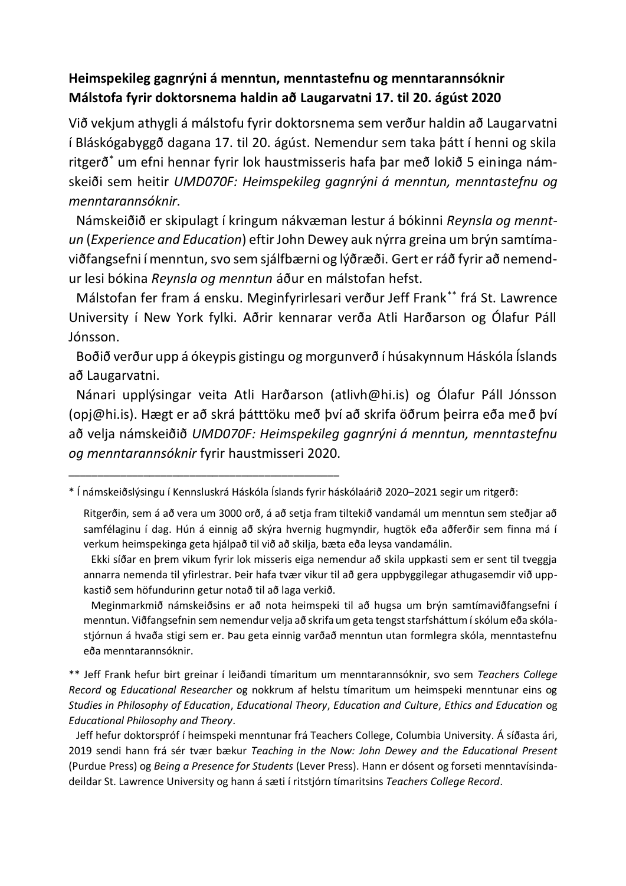**Heimspekileg gagnrýni á menntun, menntastefnu og menntarannsóknir**
**Málstofa fyrir doktorsnema haldin að Laugarvatni 17. til 20. ágúst 2020**

Við vekjum athygli á málstofu fyrir doktorsnema sem verður haldin að Laugarvatni í Bláskógabyggð dagana 17. til 20. ágúst. Nemendur sem taka þátt í henni og skila ritgerð* um efni hennar fyrir lok haustmisseris hafa þar með lokið 5 eininga námskeiði sem heitir *UMD070F: Heimspekileg gagnrýni á menntun, menntastefnu og menntarannsóknir.*

Námskeiðið er skipulagt í kringum nákvæman lestur á bókinni *Reynsla og menntun* (*Experience and Education*) eftir John Dewey auk nýrra greina um brýn samtímaviðfangsefni í menntun, svo sem sjálfbærni og lýðræði. Gert er ráð fyrir að nemendur lesi bókina *Reynsla og menntun* áður en málstofan hefst.

Málstofan fer fram á ensku. Meginfyrirlesari verður Jeff Frank** frá St. Lawrence University í New York fylki. Aðrir kennarar verða Atli Harðarson og Ólafur Páll Jónsson.

Boðið verður upp á ókeypis gistingu og morgunverð í húsakynnum Háskóla Íslands að Laugarvatni.

Nánari upplýsingar veita Atli Harðarson (atlivh@hi.is) og Ólafur Páll Jónsson (opj@hi.is). Hægt er að skrá þátttöku með því að skrifa öðrum þeirra eða með því að velja námskeiðið *UMD070F: Heimspekileg gagnrýni á menntun, menntastefnu og menntarannsóknir* fyrir haustmisseri 2020.

---

* Í námskeiðslýsingu í Kennsluskrá Háskóla Íslands fyrir háskólaárið 2020–2021 segir um ritgerð:

> Ritgerðin, sem á að vera um 3000 orð, á að setja fram tiltekið vandamál um menntun sem steðjar að samfélaginu í dag. Hún á einnig að skýra hvernig hugmyndir, hugtök eða aðferðir sem finna má í verkum heimspekinga geta hjálpað til við að skilja, bæta eða leysa vandamálin.
>
> Ekki síðar en þrem vikum fyrir lok misseris eiga nemendur að skila uppkasti sem er sent til tveggja annarra nemenda til yfirlestrar. Þeir hafa tvær vikur til að gera uppbyggilegar athugasemdir við uppkastið sem höfundurinn getur notað til að laga verkið.
>
> Meginmarkmið námskeiðsins er að nota heimspeki til að hugsa um brýn samtímaviðfangsefni í menntun. Viðfangsefnin sem nemendur velja að skrifa um geta tengst starfsháttum í skólum eða skólastjórnun á hvaða stigi sem er. Þau geta einnig varðað menntun utan formlegra skóla, menntastefnu eða menntarannsóknir.

** Jeff Frank hefur birt greinar í leiðandi tímaritum um menntarannsóknir, svo sem *Teachers College Record* og *Educational Researcher* og nokkrum af helstu tímaritum um heimspeki menntunar eins og *Studies in Philosophy of Education*, *Educational Theory*, *Education and Culture*, *Ethics and Education* og *Educational Philosophy and Theory*.

Jeff hefur doktorspróf í heimspeki menntunar frá Teachers College, Columbia University. Á síðasta ári, 2019 sendi hann frá sér tvær bækur *Teaching in the Now: John Dewey and the Educational Present* (Purdue Press) og *Being a Presence for Students* (Lever Press). Hann er dósent og forseti menntavísindadeildar St. Lawrence University og hann á sæti í ritstjórn tímaritsins *Teachers College Record*.